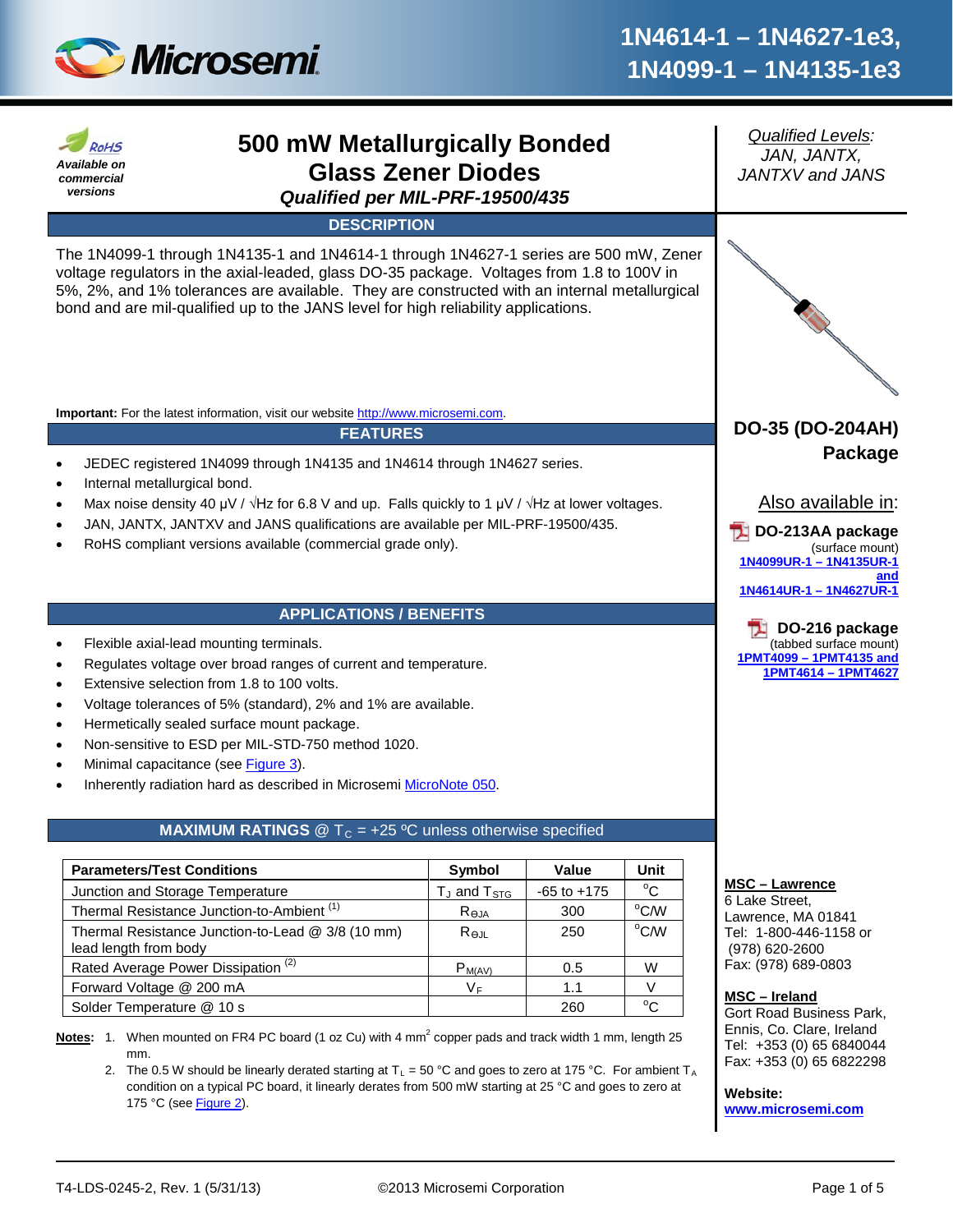# 1N4614-1 – 1N4627-1e3, 1N4099-1 – 1N4135-1e3

RoHS
*Available on commercial versions*

## 500 mW Metallurgically Bonded Glass Zener Diodes

***Qualified per MIL-PRF-19500/435***

*Qualified Levels:*
*JAN, JANTX, JANTXV and JANS*

### DESCRIPTION

The 1N4099-1 through 1N4135-1 and 1N4614-1 through 1N4627-1 series are 500 mW, Zener voltage regulators in the axial-leaded, glass DO-35 package. Voltages from 1.8 to 100V in 5%, 2%, and 1% tolerances are available. They are constructed with an internal metallurgical bond and are mil-qualified up to the JANS level for high reliability applications.

**Important:** For the latest information, visit our website http://www.microsemi.com.

**DO-35 (DO-204AH) Package**

Also available in:

**DO-213AA package** (surface mount)
1N4099UR-1 – 1N4135UR-1 and 1N4614UR-1 – 1N4627UR-1

**DO-216 package** (tabbed surface mount)
1PMT4099 – 1PMT4135 and 1PMT4614 – 1PMT4627

### FEATURES

- JEDEC registered 1N4099 through 1N4135 and 1N4614 through 1N4627 series.
- Internal metallurgical bond.
- Max noise density 40 µV / √Hz for 6.8 V and up. Falls quickly to 1 µV / √Hz at lower voltages.
- JAN, JANTX, JANTXV and JANS qualifications are available per MIL-PRF-19500/435.
- RoHS compliant versions available (commercial grade only).

### APPLICATIONS / BENEFITS

- Flexible axial-lead mounting terminals.
- Regulates voltage over broad ranges of current and temperature.
- Extensive selection from 1.8 to 100 volts.
- Voltage tolerances of 5% (standard), 2% and 1% are available.
- Hermetically sealed surface mount package.
- Non-sensitive to ESD per MIL-STD-750 method 1020.
- Minimal capacitance (see Figure 3).
- Inherently radiation hard as described in Microsemi MicroNote 050.

### MAXIMUM RATINGS @ $T_C$ = +25 ºC unless otherwise specified

| Parameters/Test Conditions | Symbol | Value | Unit |
|---|---|---|---|
| Junction and Storage Temperature | $T_J$ and $T_{STG}$ | -65 to +175 | ºC |
| Thermal Resistance Junction-to-Ambient (1) | $R_{\Theta JA}$ | 300 | ºC/W |
| Thermal Resistance Junction-to-Lead @ 3/8 (10 mm) lead length from body | $R_{\Theta JL}$ | 250 | ºC/W |
| Rated Average Power Dissipation (2) | $P_{M(AV)}$ | 0.5 | W |
| Forward Voltage @ 200 mA | $V_F$ | 1.1 | V |
| Solder Temperature @ 10 s | | 260 | ºC |

**Notes:**
1. When mounted on FR4 PC board (1 oz Cu) with 4 $mm^2$ copper pads and track width 1 mm, length 25 mm.
2. The 0.5 W should be linearly derated starting at $T_L$ = 50 °C and goes to zero at 175 °C. For ambient $T_A$ condition on a typical PC board, it linearly derates from 500 mW starting at 25 °C and goes to zero at 175 °C (see Figure 2).

**MSC – Lawrence**
6 Lake Street,
Lawrence, MA 01841
Tel: 1-800-446-1158 or (978) 620-2600
Fax: (978) 689-0803

**MSC – Ireland**
Gort Road Business Park,
Ennis, Co. Clare, Ireland
Tel: +353 (0) 65 6840044
Fax: +353 (0) 65 6822298

**Website:**
**www.microsemi.com**

T4-LDS-0245-2, Rev. 1 (5/31/13) ©2013 Microsemi Corporation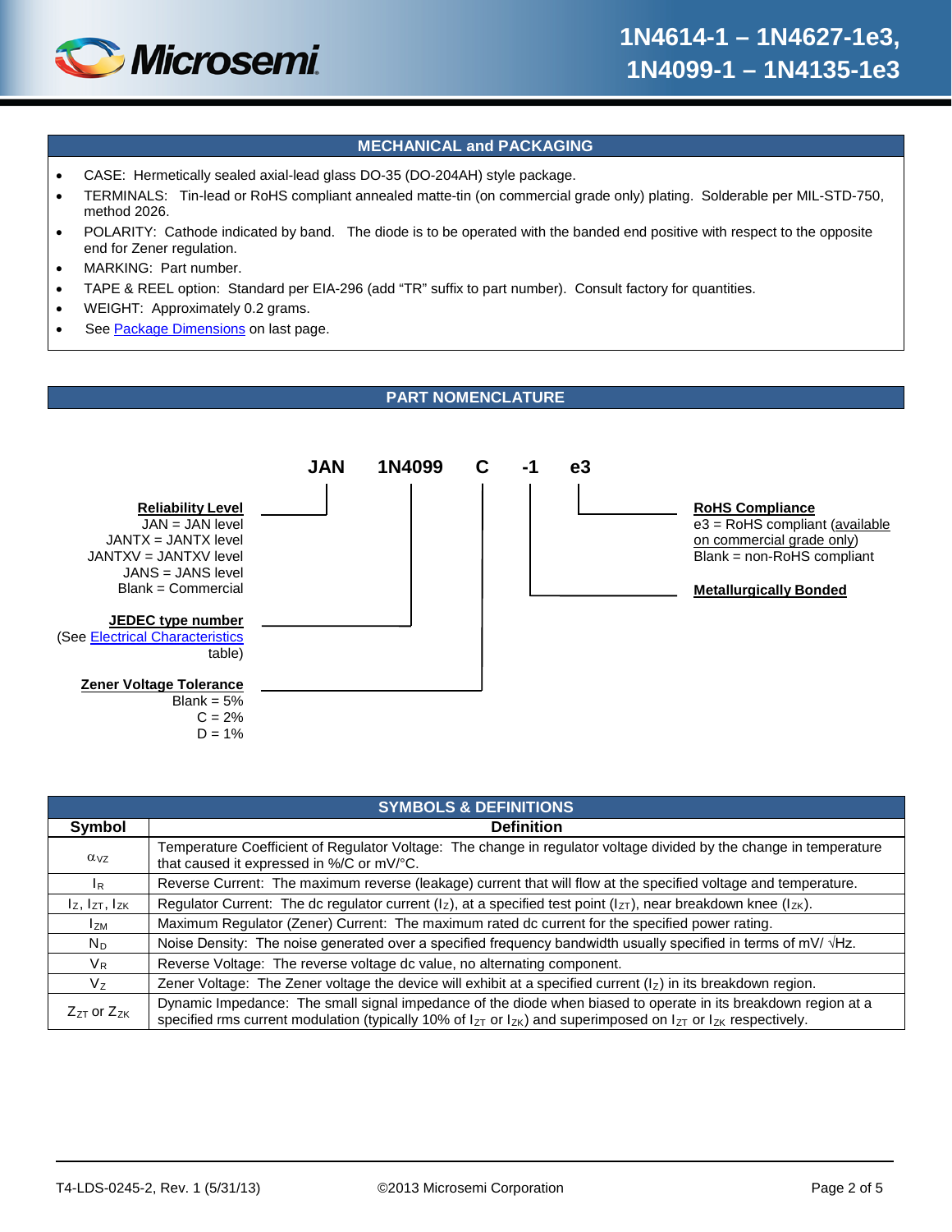## MECHANICAL and PACKAGING

- CASE: Hermetically sealed axial-lead glass DO-35 (DO-204AH) style package.
- TERMINALS: Tin-lead or RoHS compliant annealed matte-tin (on commercial grade only) plating. Solderable per MIL-STD-750, method 2026.
- POLARITY: Cathode indicated by band. The diode is to be operated with the banded end positive with respect to the opposite end for Zener regulation.
- MARKING: Part number.
- TAPE & REEL option: Standard per EIA-296 (add "TR" suffix to part number). Consult factory for quantities.
- WEIGHT: Approximately 0.2 grams.
- See Package Dimensions on last page.

## PART NOMENCLATURE

**JAN 1N4099 C -1 e3**

**Reliability Level** (JAN)
- JAN = JAN level
- JANTX = JANTX level
- JANTXV = JANTXV level
- JANS = JANS level
- Blank = Commercial

**JEDEC type number** (1N4099)
(See Electrical Characteristics table)

**Zener Voltage Tolerance** (C)
- Blank = 5%
- C = 2%
- D = 1%

**Metallurgically Bonded** (-1)

**RoHS Compliance** (e3)
- e3 = RoHS compliant (available on commercial grade only)
- Blank = non-RoHS compliant

## SYMBOLS & DEFINITIONS

| Symbol | Definition |
|---|---|
| $\alpha_{VZ}$ | Temperature Coefficient of Regulator Voltage: The change in regulator voltage divided by the change in temperature that caused it expressed in %/C or mV/°C. |
| $I_R$ | Reverse Current: The maximum reverse (leakage) current that will flow at the specified voltage and temperature. |
| $I_Z$, $I_{ZT}$, $I_{ZK}$ | Regulator Current: The dc regulator current ($I_Z$), at a specified test point ($I_{ZT}$), near breakdown knee ($I_{ZK}$). |
| $I_{ZM}$ | Maximum Regulator (Zener) Current: The maximum rated dc current for the specified power rating. |
| $N_D$ | Noise Density: The noise generated over a specified frequency bandwidth usually specified in terms of mV/ $\sqrt{\text{Hz}}$. |
| $V_R$ | Reverse Voltage: The reverse voltage dc value, no alternating component. |
| $V_Z$ | Zener Voltage: The Zener voltage the device will exhibit at a specified current ($I_Z$) in its breakdown region. |
| $Z_{ZT}$ or $Z_{ZK}$ | Dynamic Impedance: The small signal impedance of the diode when biased to operate in its breakdown region at a specified rms current modulation (typically 10% of $I_{ZT}$ or $I_{ZK}$) and superimposed on $I_{ZT}$ or $I_{ZK}$ respectively. |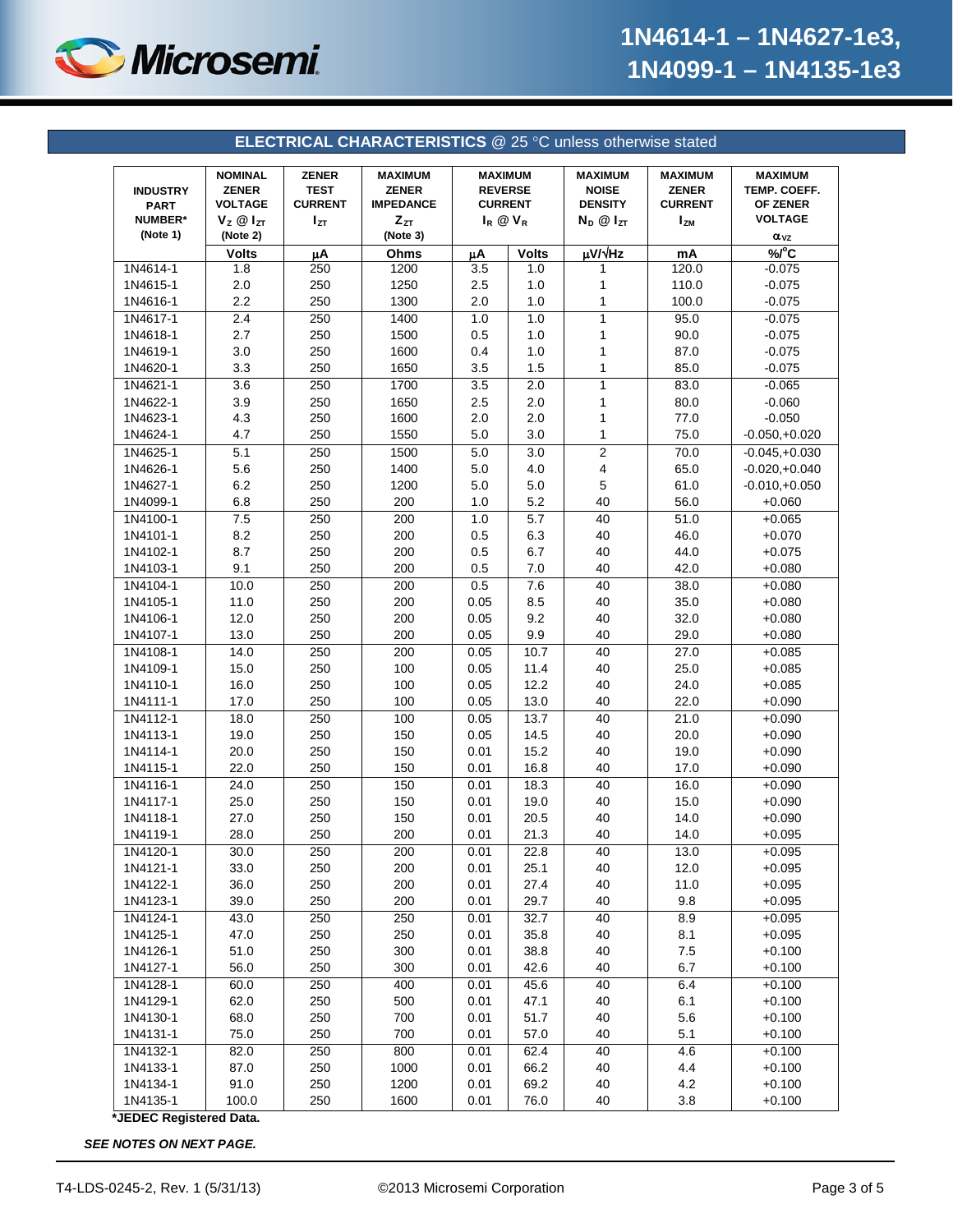## ELECTRICAL CHARACTERISTICS @ 25 °C unless otherwise stated

| INDUSTRY PART NUMBER* (Note 1) | NOMINAL ZENER VOLTAGE $V_Z$ @ $I_{ZT}$ (Note 2) | ZENER TEST CURRENT $I_{ZT}$ | MAXIMUM ZENER IMPEDANCE $Z_{ZT}$ (Note 3) | MAXIMUM REVERSE CURRENT $I_R$ @ $V_R$ | | MAXIMUM NOISE DENSITY $N_D$ @ $I_{ZT}$ | MAXIMUM ZENER CURRENT $I_{ZM}$ | MAXIMUM TEMP. COEFF. OF ZENER VOLTAGE $\alpha_{VZ}$ |
|---|---|---|---|---|---|---|---|---|
| | Volts | µA | Ohms | µA | Volts | µV/√Hz | mA | %/°C |
| 1N4614-1 | 1.8 | 250 | 1200 | 3.5 | 1.0 | 1 | 120.0 | -0.075 |
| 1N4615-1 | 2.0 | 250 | 1250 | 2.5 | 1.0 | 1 | 110.0 | -0.075 |
| 1N4616-1 | 2.2 | 250 | 1300 | 2.0 | 1.0 | 1 | 100.0 | -0.075 |
| 1N4617-1 | 2.4 | 250 | 1400 | 1.0 | 1.0 | 1 | 95.0 | -0.075 |
| 1N4618-1 | 2.7 | 250 | 1500 | 0.5 | 1.0 | 1 | 90.0 | -0.075 |
| 1N4619-1 | 3.0 | 250 | 1600 | 0.4 | 1.0 | 1 | 87.0 | -0.075 |
| 1N4620-1 | 3.3 | 250 | 1650 | 3.5 | 1.5 | 1 | 85.0 | -0.075 |
| 1N4621-1 | 3.6 | 250 | 1700 | 3.5 | 2.0 | 1 | 83.0 | -0.065 |
| 1N4622-1 | 3.9 | 250 | 1650 | 2.5 | 2.0 | 1 | 80.0 | -0.060 |
| 1N4623-1 | 4.3 | 250 | 1600 | 2.0 | 2.0 | 1 | 77.0 | -0.050 |
| 1N4624-1 | 4.7 | 250 | 1550 | 5.0 | 3.0 | 1 | 75.0 | -0.050,+0.020 |
| 1N4625-1 | 5.1 | 250 | 1500 | 5.0 | 3.0 | 2 | 70.0 | -0.045,+0.030 |
| 1N4626-1 | 5.6 | 250 | 1400 | 5.0 | 4.0 | 4 | 65.0 | -0.020,+0.040 |
| 1N4627-1 | 6.2 | 250 | 1200 | 5.0 | 5.0 | 5 | 61.0 | -0.010,+0.050 |
| 1N4099-1 | 6.8 | 250 | 200 | 1.0 | 5.2 | 40 | 56.0 | +0.060 |
| 1N4100-1 | 7.5 | 250 | 200 | 1.0 | 5.7 | 40 | 51.0 | +0.065 |
| 1N4101-1 | 8.2 | 250 | 200 | 0.5 | 6.3 | 40 | 46.0 | +0.070 |
| 1N4102-1 | 8.7 | 250 | 200 | 0.5 | 6.7 | 40 | 44.0 | +0.075 |
| 1N4103-1 | 9.1 | 250 | 200 | 0.5 | 7.0 | 40 | 42.0 | +0.080 |
| 1N4104-1 | 10.0 | 250 | 200 | 0.5 | 7.6 | 40 | 38.0 | +0.080 |
| 1N4105-1 | 11.0 | 250 | 200 | 0.05 | 8.5 | 40 | 35.0 | +0.080 |
| 1N4106-1 | 12.0 | 250 | 200 | 0.05 | 9.2 | 40 | 32.0 | +0.080 |
| 1N4107-1 | 13.0 | 250 | 200 | 0.05 | 9.9 | 40 | 29.0 | +0.080 |
| 1N4108-1 | 14.0 | 250 | 200 | 0.05 | 10.7 | 40 | 27.0 | +0.085 |
| 1N4109-1 | 15.0 | 250 | 100 | 0.05 | 11.4 | 40 | 25.0 | +0.085 |
| 1N4110-1 | 16.0 | 250 | 100 | 0.05 | 12.2 | 40 | 24.0 | +0.085 |
| 1N4111-1 | 17.0 | 250 | 100 | 0.05 | 13.0 | 40 | 22.0 | +0.090 |
| 1N4112-1 | 18.0 | 250 | 100 | 0.05 | 13.7 | 40 | 21.0 | +0.090 |
| 1N4113-1 | 19.0 | 250 | 150 | 0.05 | 14.5 | 40 | 20.0 | +0.090 |
| 1N4114-1 | 20.0 | 250 | 150 | 0.01 | 15.2 | 40 | 19.0 | +0.090 |
| 1N4115-1 | 22.0 | 250 | 150 | 0.01 | 16.8 | 40 | 17.0 | +0.090 |
| 1N4116-1 | 24.0 | 250 | 150 | 0.01 | 18.3 | 40 | 16.0 | +0.090 |
| 1N4117-1 | 25.0 | 250 | 150 | 0.01 | 19.0 | 40 | 15.0 | +0.090 |
| 1N4118-1 | 27.0 | 250 | 150 | 0.01 | 20.5 | 40 | 14.0 | +0.090 |
| 1N4119-1 | 28.0 | 250 | 200 | 0.01 | 21.3 | 40 | 14.0 | +0.095 |
| 1N4120-1 | 30.0 | 250 | 200 | 0.01 | 22.8 | 40 | 13.0 | +0.095 |
| 1N4121-1 | 33.0 | 250 | 200 | 0.01 | 25.1 | 40 | 12.0 | +0.095 |
| 1N4122-1 | 36.0 | 250 | 200 | 0.01 | 27.4 | 40 | 11.0 | +0.095 |
| 1N4123-1 | 39.0 | 250 | 200 | 0.01 | 29.7 | 40 | 9.8 | +0.095 |
| 1N4124-1 | 43.0 | 250 | 250 | 0.01 | 32.7 | 40 | 8.9 | +0.095 |
| 1N4125-1 | 47.0 | 250 | 250 | 0.01 | 35.8 | 40 | 8.1 | +0.095 |
| 1N4126-1 | 51.0 | 250 | 300 | 0.01 | 38.8 | 40 | 7.5 | +0.100 |
| 1N4127-1 | 56.0 | 250 | 300 | 0.01 | 42.6 | 40 | 6.7 | +0.100 |
| 1N4128-1 | 60.0 | 250 | 400 | 0.01 | 45.6 | 40 | 6.4 | +0.100 |
| 1N4129-1 | 62.0 | 250 | 500 | 0.01 | 47.1 | 40 | 6.1 | +0.100 |
| 1N4130-1 | 68.0 | 250 | 700 | 0.01 | 51.7 | 40 | 5.6 | +0.100 |
| 1N4131-1 | 75.0 | 250 | 700 | 0.01 | 57.0 | 40 | 5.1 | +0.100 |
| 1N4132-1 | 82.0 | 250 | 800 | 0.01 | 62.4 | 40 | 4.6 | +0.100 |
| 1N4133-1 | 87.0 | 250 | 1000 | 0.01 | 66.2 | 40 | 4.4 | +0.100 |
| 1N4134-1 | 91.0 | 250 | 1200 | 0.01 | 69.2 | 40 | 4.2 | +0.100 |
| 1N4135-1 | 100.0 | 250 | 1600 | 0.01 | 76.0 | 40 | 3.8 | +0.100 |

**\*JEDEC Registered Data.**

***SEE NOTES ON NEXT PAGE.***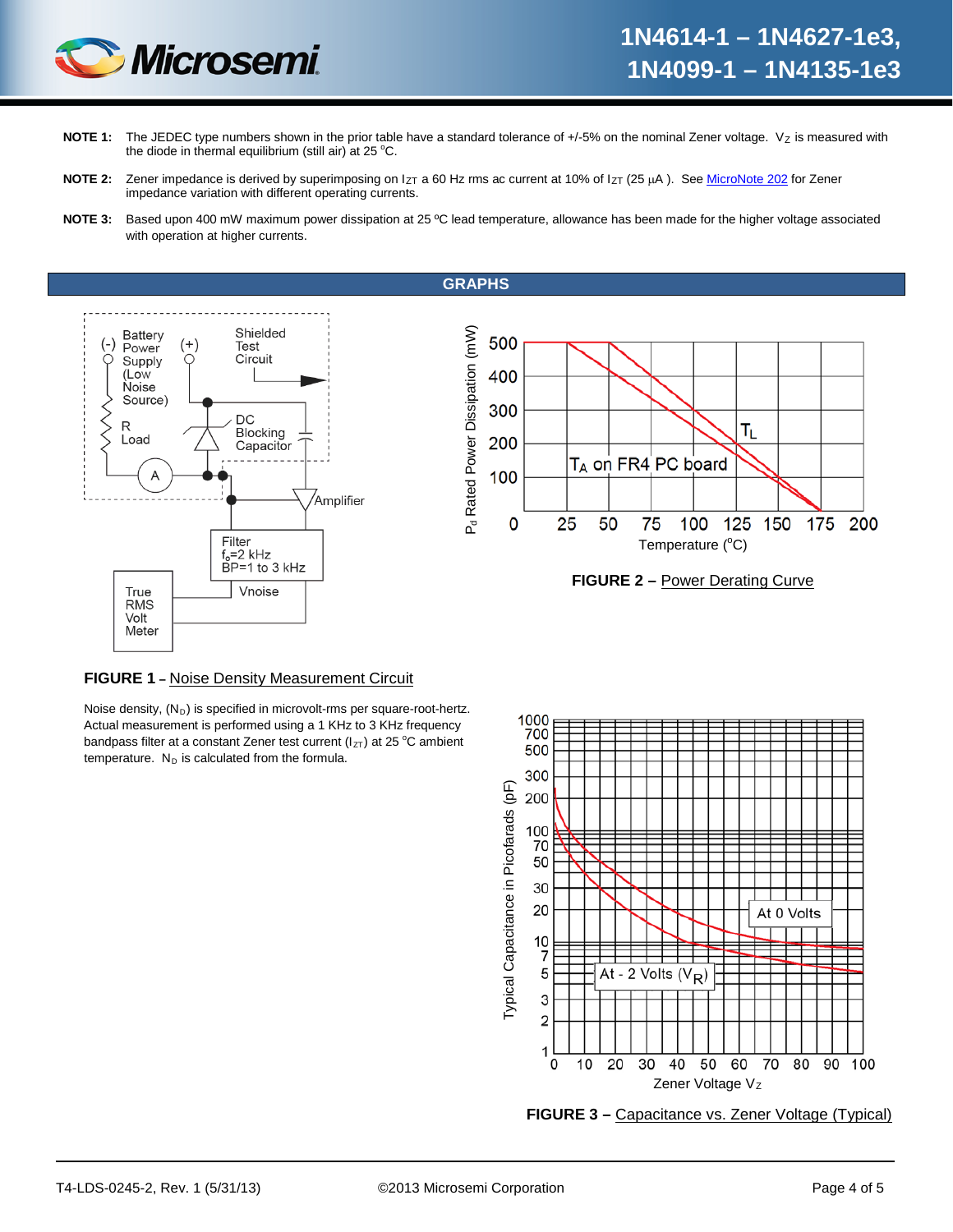**NOTE 1:** The JEDEC type numbers shown in the prior table have a standard tolerance of +/-5% on the nominal Zener voltage. $V_Z$ is measured with the diode in thermal equilibrium (still air) at 25 ºC.

**NOTE 2:** Zener impedance is derived by superimposing on $I_{ZT}$ a 60 Hz rms ac current at 10% of $I_{ZT}$ (25 µA ). See MicroNote 202 for Zener impedance variation with different operating currents.

**NOTE 3:** Based upon 400 mW maximum power dissipation at 25 ºC lead temperature, allowance has been made for the higher voltage associated with operation at higher currents.

## GRAPHS

**FIGURE 1 –** Noise Density Measurement Circuit

Noise density, ($N_D$) is specified in microvolt-rms per square-root-hertz. Actual measurement is performed using a 1 KHz to 3 KHz frequency bandpass filter at a constant Zener test current ($I_{ZT}$) at 25 ºC ambient temperature. $N_D$ is calculated from the formula.

**FIGURE 2 –** Power Derating Curve

**FIGURE 3 –** Capacitance vs. Zener Voltage (Typical)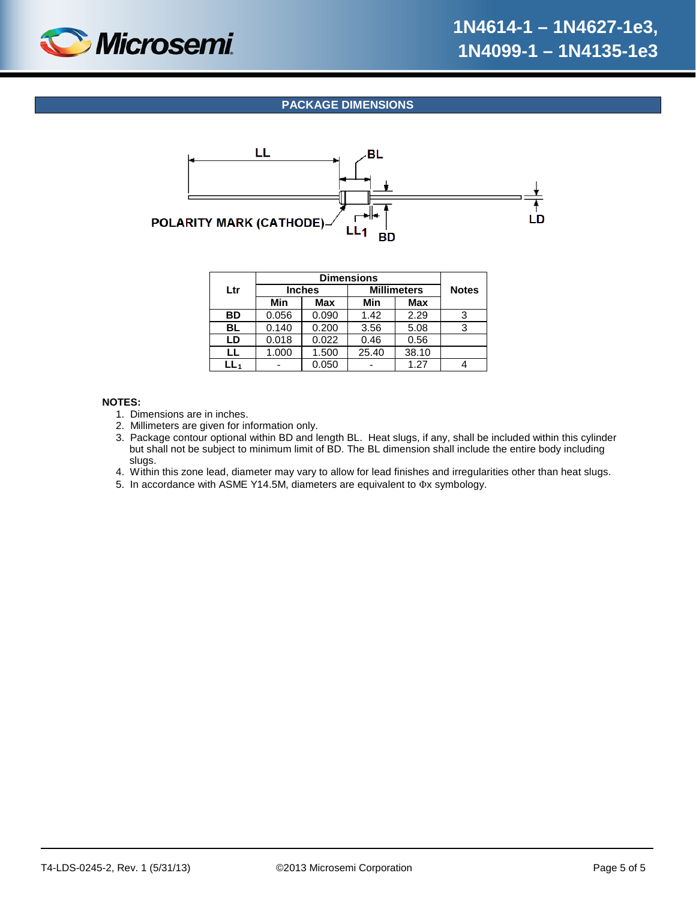## PACKAGE DIMENSIONS

LL

BL

POLARITY MARK (CATHODE)

$LL_1$

BD

LD

| Ltr | Dimensions | | | | Notes |
|---|---|---|---|---|---|
| | Inches | | Millimeters | | |
| | Min | Max | Min | Max | |
| **BD** | 0.056 | 0.090 | 1.42 | 2.29 | 3 |
| **BL** | 0.140 | 0.200 | 3.56 | 5.08 | 3 |
| **LD** | 0.018 | 0.022 | 0.46 | 0.56 | |
| **LL** | 1.000 | 1.500 | 25.40 | 38.10 | |
| **$LL_1$** | - | 0.050 | - | 1.27 | 4 |

**NOTES:**

1. Dimensions are in inches.
2. Millimeters are given for information only.
3. Package contour optional within BD and length BL. Heat slugs, if any, shall be included within this cylinder but shall not be subject to minimum limit of BD. The BL dimension shall include the entire body including slugs.
4. Within this zone lead, diameter may vary to allow for lead finishes and irregularities other than heat slugs.
5. In accordance with ASME Y14.5M, diameters are equivalent to Φx symbology.